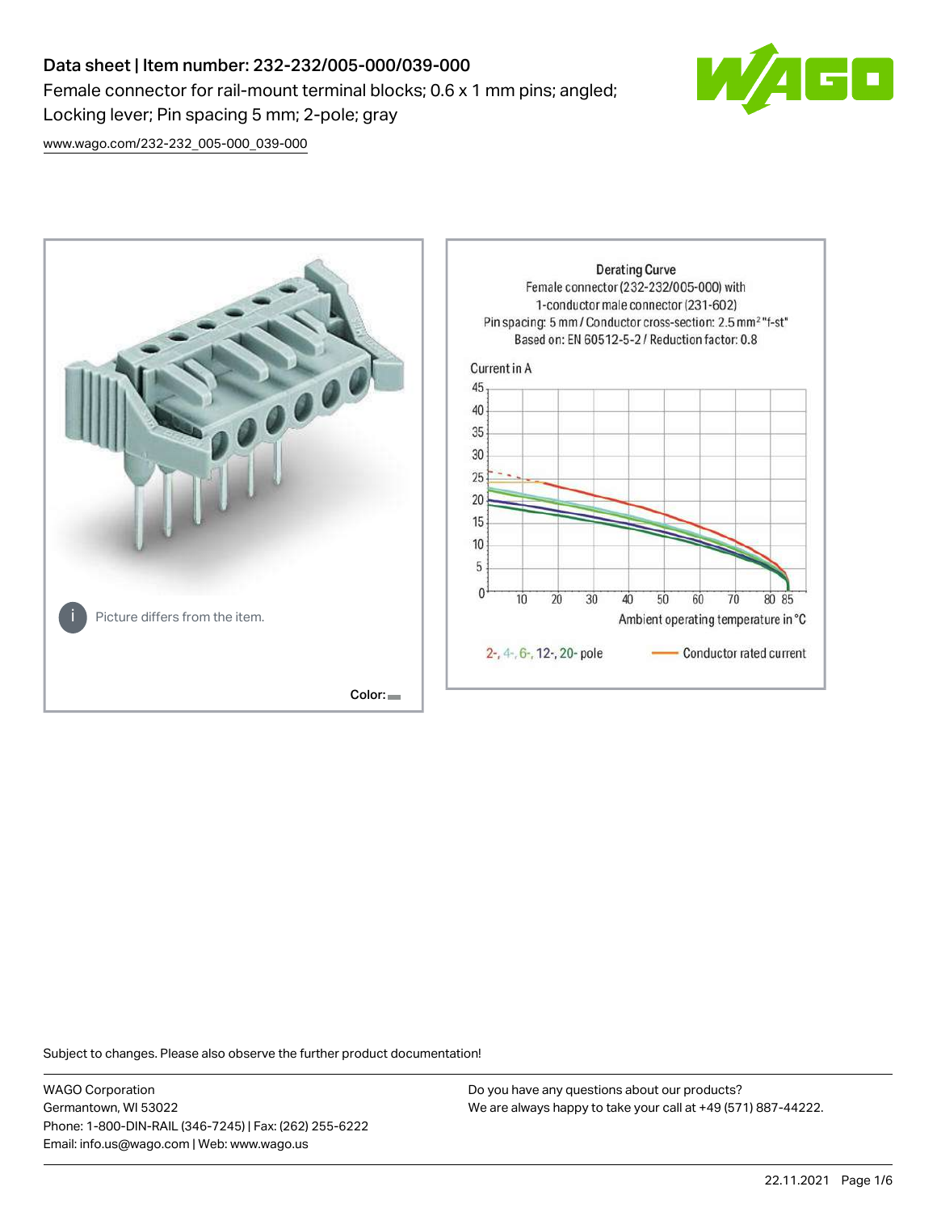# Data sheet | Item number: 232-232/005-000/039-000

Female connector for rail-mount terminal blocks; 0.6 x 1 mm pins; angled; Locking lever; Pin spacing 5 mm; 2-pole; gray

www.wago.com/232-232_005-000_039-000

Picture differs from the item.

Color:

Derating Curve
Female connector (232-232/005-000) with 1-conductor male connector (231-602)
Pin spacing: 5 mm / Conductor cross-section: 2.5 mm² "f-st"
Based on: EN 60512-5-2 / Reduction factor: 0.8

Current in A

Ambient operating temperature in °C

2-, 4-, 6-, 12-, 20- pole — Conductor rated current

Subject to changes. Please also observe the further product documentation!

WAGO Corporation
Germantown, WI 53022
Phone: 1-800-DIN-RAIL (346-7245) | Fax: (262) 255-6222
Email: info.us@wago.com | Web: www.wago.us

Do you have any questions about our products?
We are always happy to take your call at +49 (571) 887-44222.

22.11.2021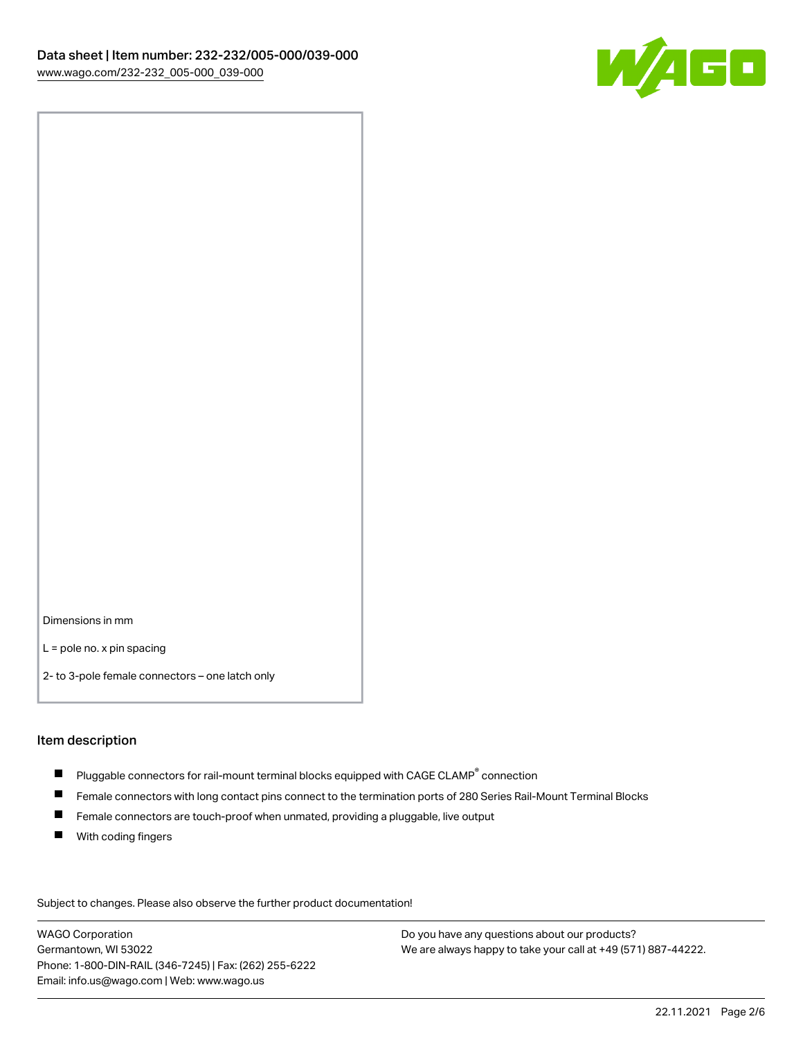Dimensions in mm

L = pole no. x pin spacing

2- to 3-pole female connectors – one latch only

## Item description

- Pluggable connectors for rail-mount terminal blocks equipped with CAGE CLAMP® connection
- Female connectors with long contact pins connect to the termination ports of 280 Series Rail-Mount Terminal Blocks
- Female connectors are touch-proof when unmated, providing a pluggable, live output
- With coding fingers

Subject to changes. Please also observe the further product documentation!

WAGO Corporation
Germantown, WI 53022
Phone: 1-800-DIN-RAIL (346-7245) | Fax: (262) 255-6222
Email: info.us@wago.com | Web: www.wago.us

Do you have any questions about our products?
We are always happy to take your call at +49 (571) 887-44222.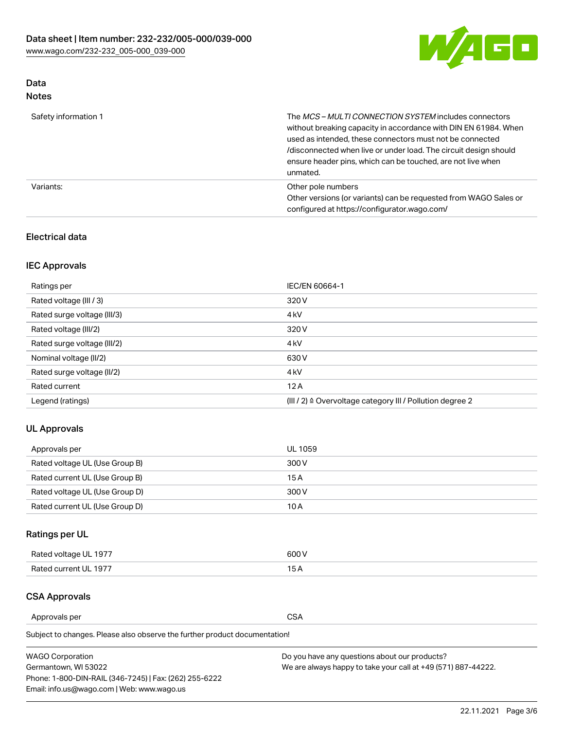## Data
### Notes

| | |
|---|---|
| Safety information 1 | The *MCS – MULTI CONNECTION SYSTEM* includes connectors without breaking capacity in accordance with DIN EN 61984. When used as intended, these connectors must not be connected /disconnected when live or under load. The circuit design should ensure header pins, which can be touched, are not live when unmated. |
| Variants: | Other pole numbers<br>Other versions (or variants) can be requested from WAGO Sales or configured at https://configurator.wago.com/ |

### Electrical data

### IEC Approvals

| | |
|---|---|
| Ratings per | IEC/EN 60664-1 |
| Rated voltage (III / 3) | 320 V |
| Rated surge voltage (III/3) | 4 kV |
| Rated voltage (III/2) | 320 V |
| Rated surge voltage (III/2) | 4 kV |
| Nominal voltage (II/2) | 630 V |
| Rated surge voltage (II/2) | 4 kV |
| Rated current | 12 A |
| Legend (ratings) | (III / 2) ≙ Overvoltage category III / Pollution degree 2 |

### UL Approvals

| | |
|---|---|
| Approvals per | UL 1059 |
| Rated voltage UL (Use Group B) | 300 V |
| Rated current UL (Use Group B) | 15 A |
| Rated voltage UL (Use Group D) | 300 V |
| Rated current UL (Use Group D) | 10 A |

### Ratings per UL

| | |
|---|---|
| Rated voltage UL 1977 | 600 V |
| Rated current UL 1977 | 15 A |

### CSA Approvals

| | |
|---|---|
| Approvals per | CSA |

Subject to changes. Please also observe the further product documentation!

WAGO Corporation
Germantown, WI 53022
Phone: 1-800-DIN-RAIL (346-7245) | Fax: (262) 255-6222
Email: info.us@wago.com | Web: www.wago.us

Do you have any questions about our products?
We are always happy to take your call at +49 (571) 887-44222.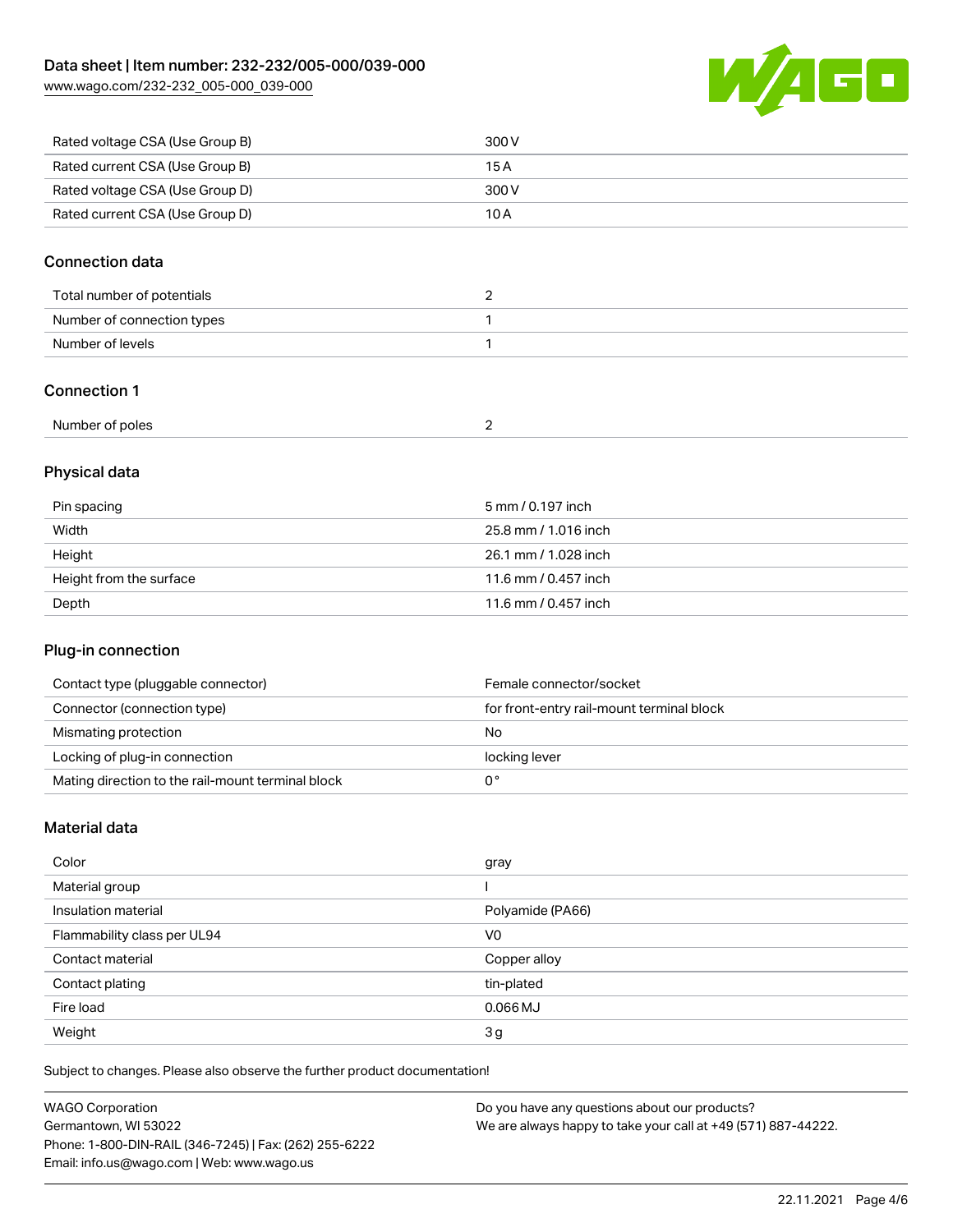| Rated voltage CSA (Use Group B) | 300 V |
| --- | --- |
| Rated current CSA (Use Group B) | 15 A |
| Rated voltage CSA (Use Group D) | 300 V |
| Rated current CSA (Use Group D) | 10 A |

## Connection data

| Total number of potentials | 2 |
| --- | --- |
| Number of connection types | 1 |
| Number of levels | 1 |

## Connection 1

| Number of poles | 2 |
| --- | --- |

## Physical data

| Pin spacing | 5 mm / 0.197 inch |
| --- | --- |
| Width | 25.8 mm / 1.016 inch |
| Height | 26.1 mm / 1.028 inch |
| Height from the surface | 11.6 mm / 0.457 inch |
| Depth | 11.6 mm / 0.457 inch |

## Plug-in connection

| Contact type (pluggable connector) | Female connector/socket |
| --- | --- |
| Connector (connection type) | for front-entry rail-mount terminal block |
| Mismating protection | No |
| Locking of plug-in connection | locking lever |
| Mating direction to the rail-mount terminal block | 0 ° |

## Material data

| Color | gray |
| --- | --- |
| Material group | I |
| Insulation material | Polyamide (PA66) |
| Flammability class per UL94 | V0 |
| Contact material | Copper alloy |
| Contact plating | tin-plated |
| Fire load | 0.066 MJ |
| Weight | 3 g |

Subject to changes. Please also observe the further product documentation!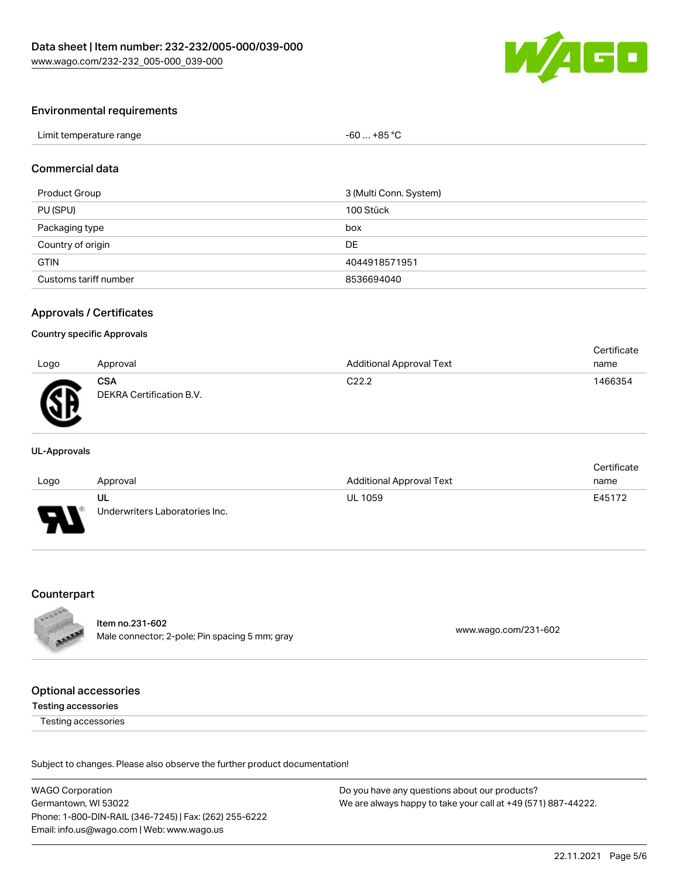## Environmental requirements

| | |
|---|---|
| Limit temperature range | -60 … +85 °C |

## Commercial data

| | |
|---|---|
| Product Group | 3 (Multi Conn. System) |
| PU (SPU) | 100 Stück |
| Packaging type | box |
| Country of origin | DE |
| GTIN | 4044918571951 |
| Customs tariff number | 8536694040 |

## Approvals / Certificates

### Country specific Approvals

| Logo | Approval | Additional Approval Text | Certificate name |
|---|---|---|---|
| | **CSA**<br>DEKRA Certification B.V. | C22.2 | 1466354 |

### UL-Approvals

| Logo | Approval | Additional Approval Text | Certificate name |
|---|---|---|---|
| | **UL**<br>Underwriters Laboratories Inc. | UL 1059 | E45172 |

## Counterpart

| | |
|---|---|
| **Item no.231-602**<br>Male connector; 2-pole; Pin spacing 5 mm; gray | www.wago.com/231-602 |

## Optional accessories

### Testing accessories

Testing accessories

Subject to changes. Please also observe the further product documentation!

WAGO Corporation
Germantown, WI 53022
Phone: 1-800-DIN-RAIL (346-7245) | Fax: (262) 255-6222
Email: info.us@wago.com | Web: www.wago.us

Do you have any questions about our products?
We are always happy to take your call at +49 (571) 887-44222.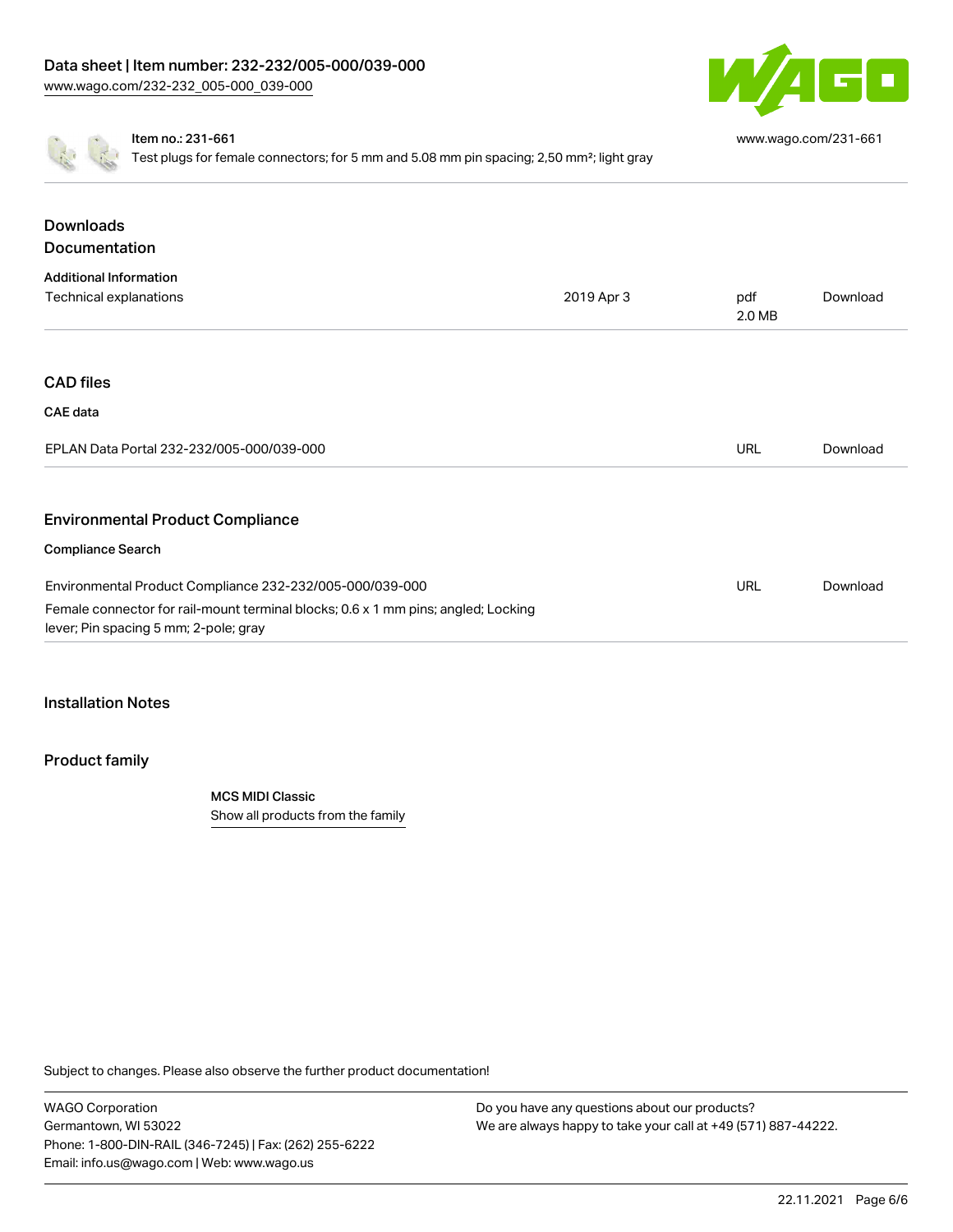Item no.: 231-661
Test plugs for female connectors; for 5 mm and 5.08 mm pin spacing; 2,50 mm²; light gray

www.wago.com/231-661

## Downloads
## Documentation

**Additional Information**

| | | | |
|---|---|---|---|
| Technical explanations | 2019 Apr 3 | pdf 2.0 MB | Download |

## CAD files

**CAE data**

| | | |
|---|---|---|
| EPLAN Data Portal 232-232/005-000/039-000 | URL | Download |

## Environmental Product Compliance

**Compliance Search**

| | | |
|---|---|---|
| Environmental Product Compliance 232-232/005-000/039-000<br>Female connector for rail-mount terminal blocks; 0.6 x 1 mm pins; angled; Locking lever; Pin spacing 5 mm; 2-pole; gray | URL | Download |

## Installation Notes

## Product family

MCS MIDI Classic
Show all products from the family

Subject to changes. Please also observe the further product documentation!

WAGO Corporation
Germantown, WI 53022
Phone: 1-800-DIN-RAIL (346-7245) | Fax: (262) 255-6222
Email: info.us@wago.com | Web: www.wago.us

Do you have any questions about our products?
We are always happy to take your call at +49 (571) 887-44222.

22.11.2021